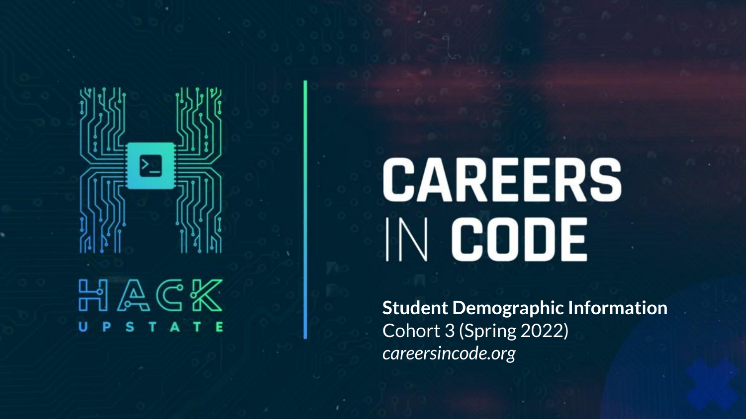HACK UPSTATE

# CAREERS IN CODE

**Student Demographic Information**

Cohort 3 (Spring 2022)

*careersincode.org*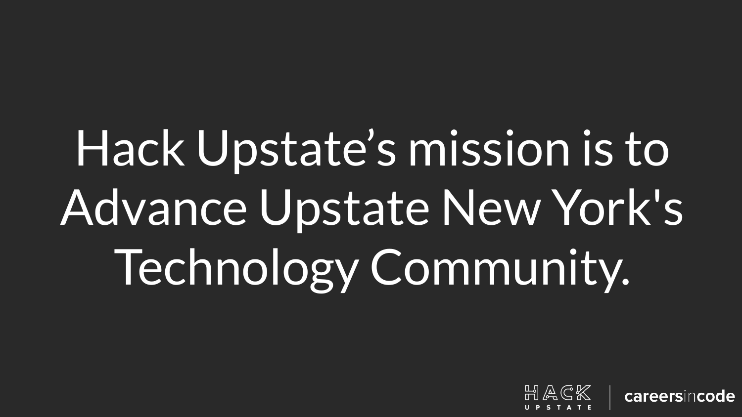Hack Upstate's mission is to Advance Upstate New York's Technology Community.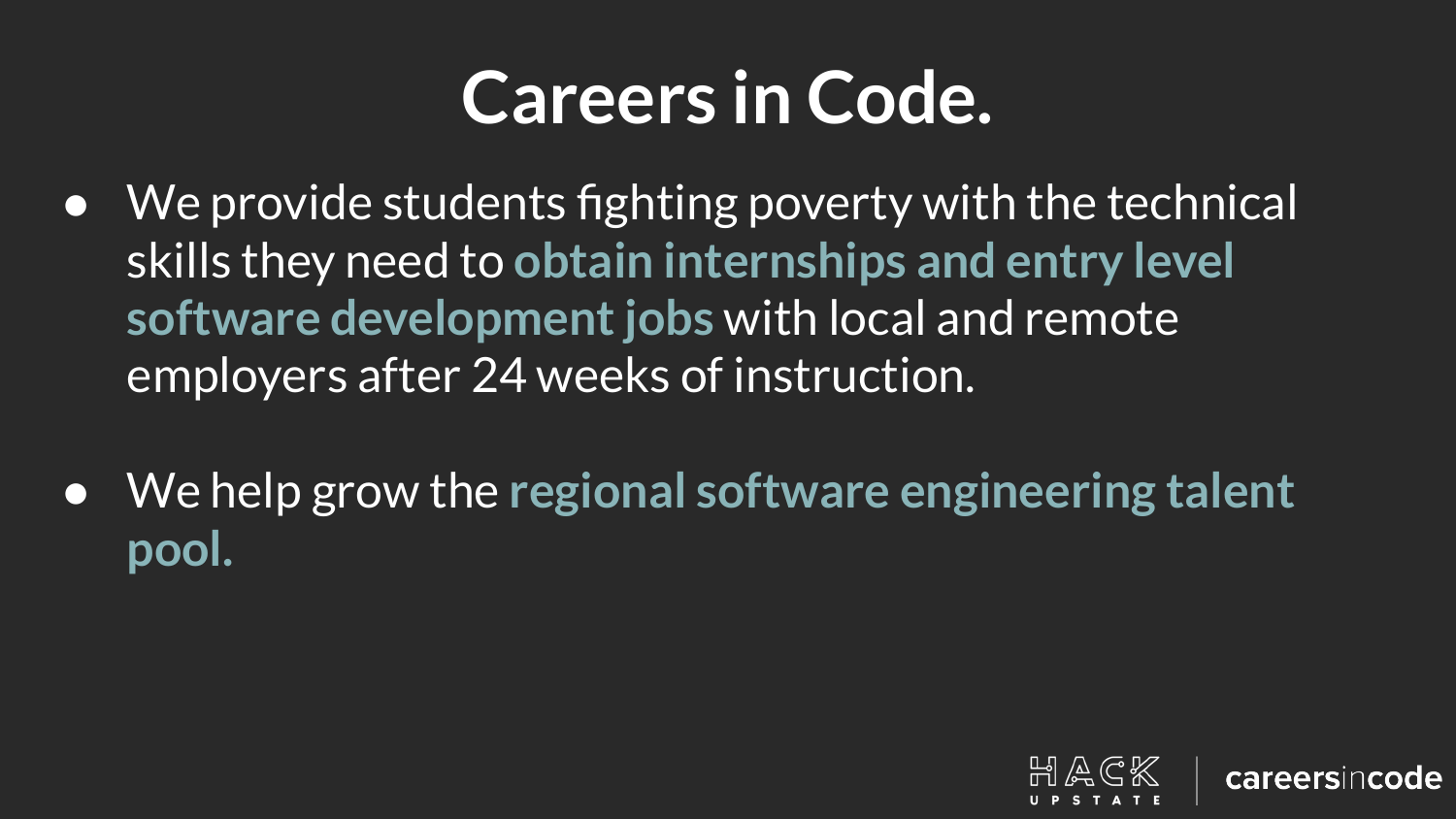# Careers in Code.

- We provide students fighting poverty with the technical skills they need to **obtain internships and entry level software development jobs** with local and remote employers after 24 weeks of instruction.

- We help grow the **regional software engineering talent pool.**

HACK UPSTATE | careersincode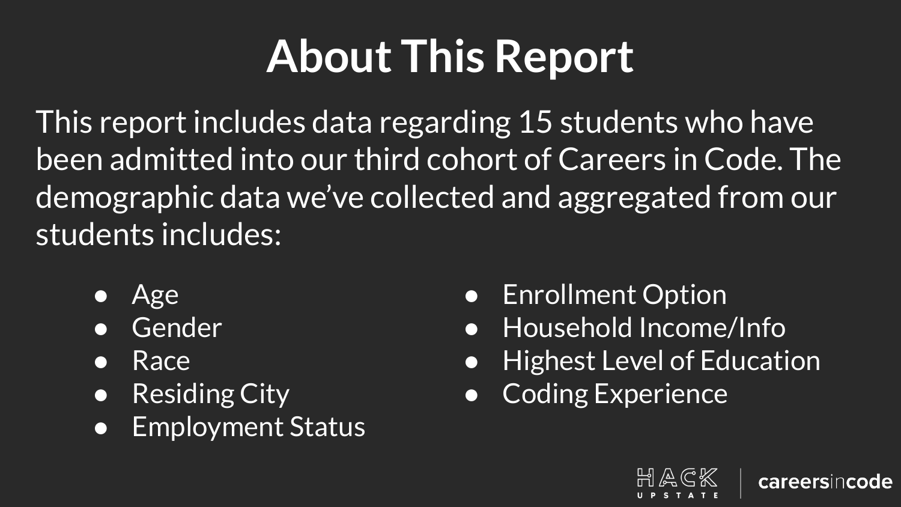# About This Report

This report includes data regarding 15 students who have been admitted into our third cohort of Careers in Code. The demographic data we've collected and aggregated from our students includes:

- Age
- Gender
- Race
- Residing City
- Employment Status
- Enrollment Option
- Household Income/Info
- Highest Level of Education
- Coding Experience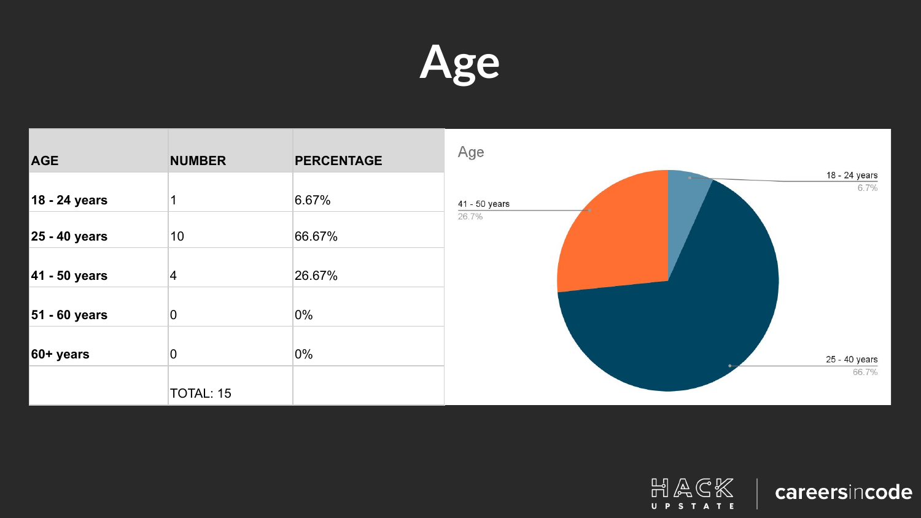# Age

| AGE | NUMBER | PERCENTAGE |
|---|---|---|
| **18 - 24 years** | 1 | 6.67% |
| **25 - 40 years** | 10 | 66.67% |
| **41 - 50 years** | 4 | 26.67% |
| **51 - 60 years** | 0 | 0% |
| **60+ years** | 0 | 0% |
| | TOTAL: 15 | |

Age

18 - 24 years
6.7%

41 - 50 years
26.7%

25 - 40 years
66.7%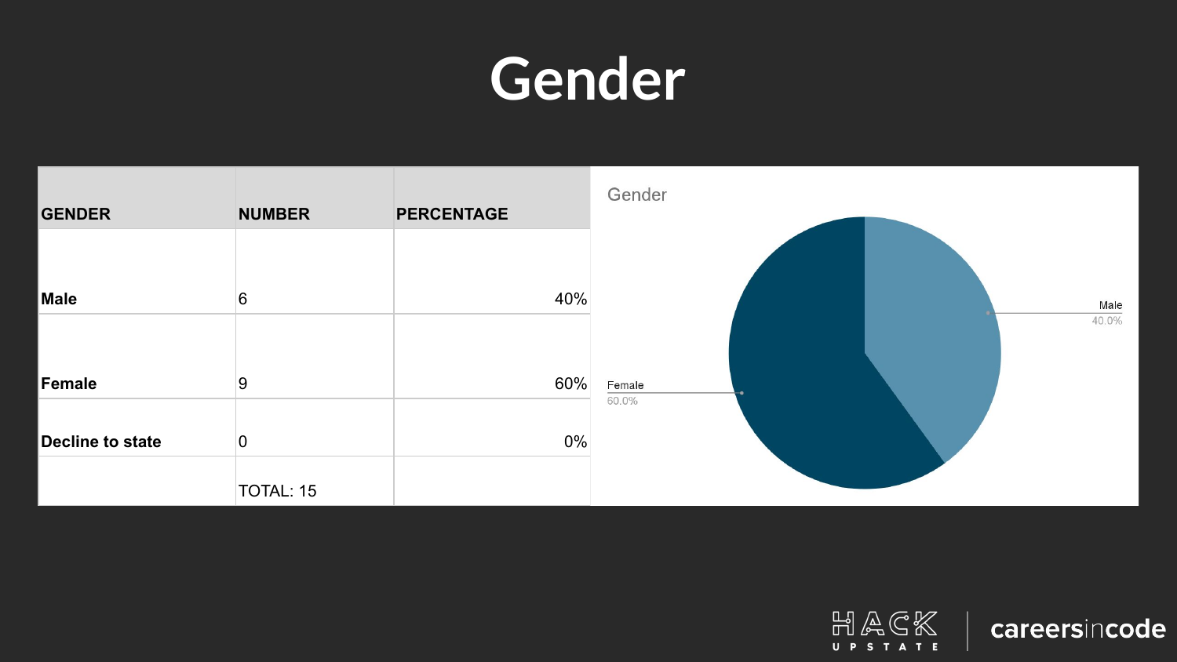# Gender

| GENDER | NUMBER | PERCENTAGE |
| --- | --- | --- |
| **Male** | 6 | 40% |
| **Female** | 9 | 60% |
| **Decline to state** | 0 | 0% |
| | TOTAL: 15 | |

Gender

Male 40.0%

Female 60.0%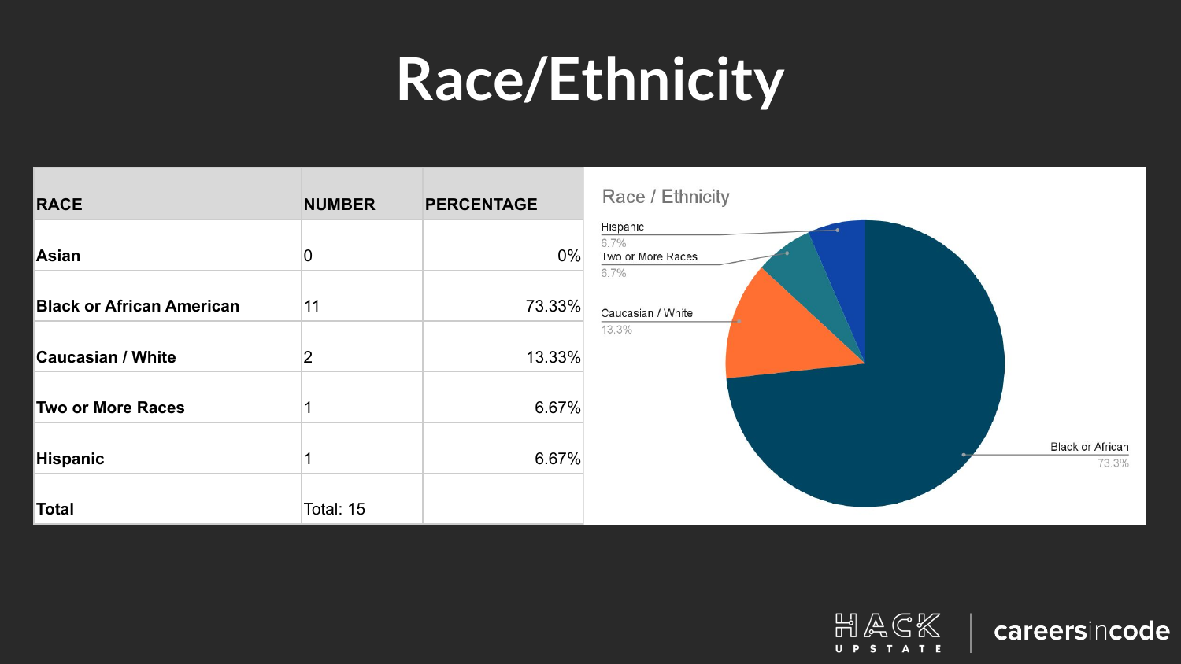# Race/Ethnicity

| RACE | NUMBER | PERCENTAGE |
|---|---|---|
| Asian | 0 | 0% |
| Black or African American | 11 | 73.33% |
| Caucasian / White | 2 | 13.33% |
| Two or More Races | 1 | 6.67% |
| Hispanic | 1 | 6.67% |
| Total | Total: 15 | |

Race / Ethnicity

- Hispanic 6.7%
- Two or More Races 6.7%
- Caucasian / White 13.3%
- Black or African 73.3%

HACK UPSTATE | careersincode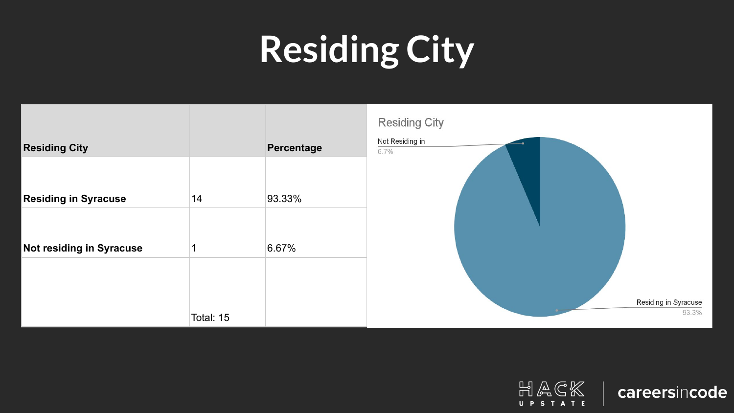# Residing City

| Residing City | | Percentage |
|---|---|---|
| **Residing in Syracuse** | 14 | 93.33% |
| **Not residing in Syracuse** | 1 | 6.67% |
| | Total: 15 | |

Residing City

Not Residing in
6.7%

Residing in Syracuse
93.3%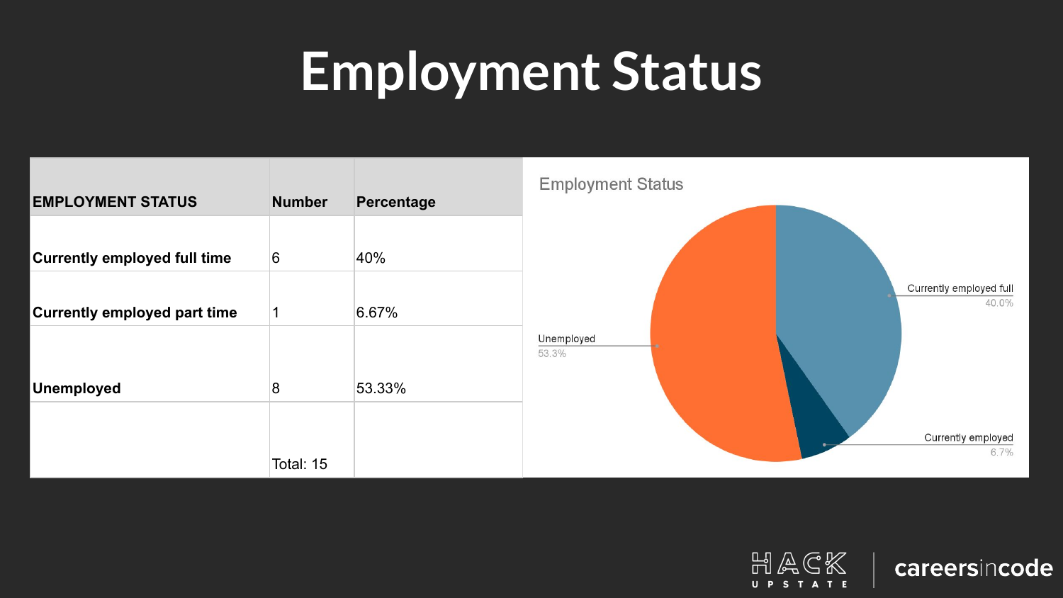# Employment Status

| EMPLOYMENT STATUS | Number | Percentage |
|---|---|---|
| **Currently employed full time** | 6 | 40% |
| **Currently employed part time** | 1 | 6.67% |
| **Unemployed** | 8 | 53.33% |
| | Total: 15 | |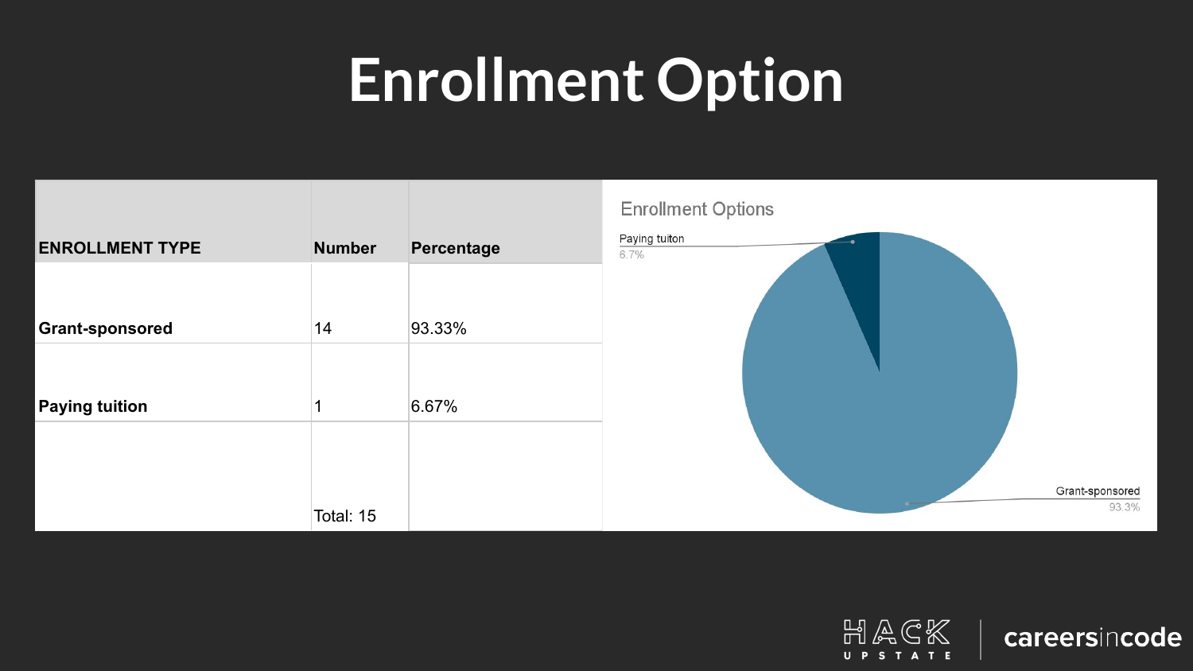# Enrollment Option

| ENROLLMENT TYPE | Number | Percentage |
| --- | --- | --- |
| **Grant-sponsored** | 14 | 93.33% |
| **Paying tuition** | 1 | 6.67% |
| | Total: 15 | |

Enrollment Options

Paying tuiton
6.7%

Grant-sponsored
93.3%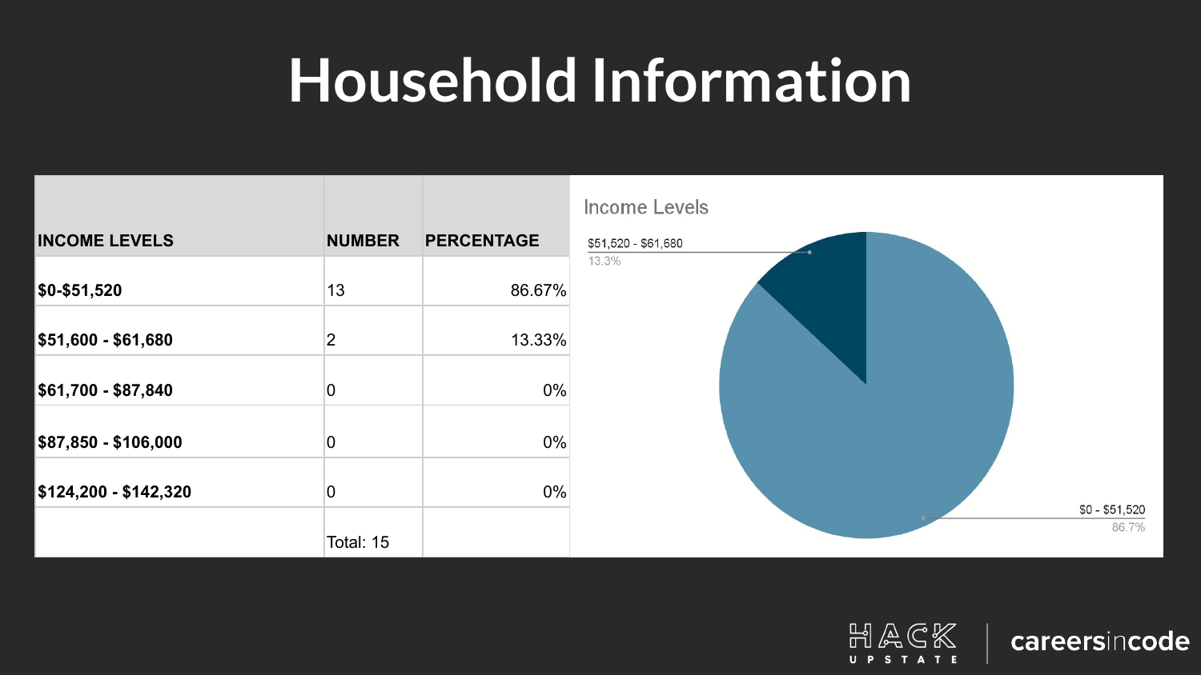# Household Information

| INCOME LEVELS | NUMBER | PERCENTAGE |
|---|---|---|
| $0-$51,520 | 13 | 86.67% |
| $51,600 - $61,680 | 2 | 13.33% |
| $61,700 - $87,840 | 0 | 0% |
| $87,850 - $106,000 | 0 | 0% |
| $124,200 - $142,320 | 0 | 0% |
| | Total: 15 | |

Income Levels

$51,520 - $61,680
13.3%

$0 - $51,520
86.7%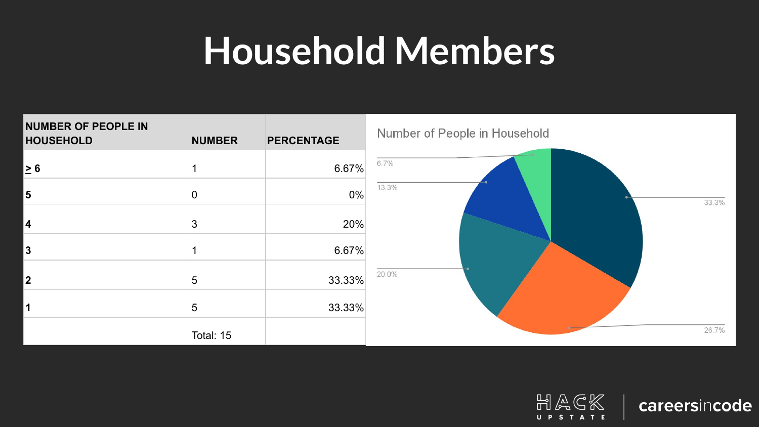# Household Members

| NUMBER OF PEOPLE IN HOUSEHOLD | NUMBER | PERCENTAGE |
|---|---|---|
| ≥ 6 | 1 | 6.67% |
| 5 | 0 | 0% |
| 4 | 3 | 20% |
| 3 | 1 | 6.67% |
| 2 | 5 | 33.33% |
| 1 | 5 | 33.33% |
| | Total: 15 | |

Number of People in Household

6.7%

13.3%

33.3%

20.0%

26.7%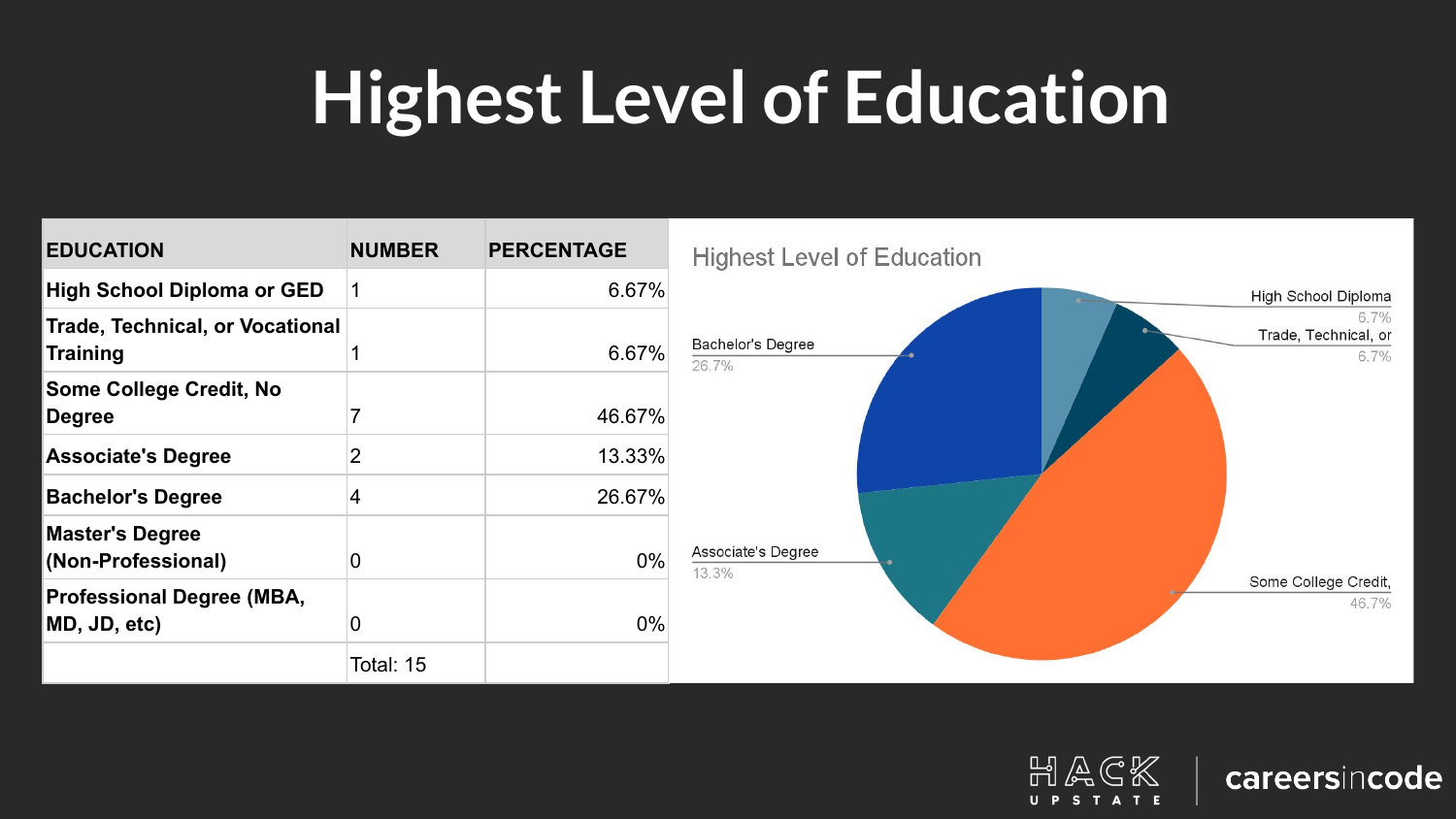# Highest Level of Education

| EDUCATION | NUMBER | PERCENTAGE |
|---|---|---|
| **High School Diploma or GED** | 1 | 6.67% |
| **Trade, Technical, or Vocational Training** | 1 | 6.67% |
| **Some College Credit, No Degree** | 7 | 46.67% |
| **Associate's Degree** | 2 | 13.33% |
| **Bachelor's Degree** | 4 | 26.67% |
| **Master's Degree (Non-Professional)** | 0 | 0% |
| **Professional Degree (MBA, MD, JD, etc)** | 0 | 0% |
| | Total: 15 | |

Highest Level of Education

- High School Diploma 6.7%
- Trade, Technical, or 6.7%
- Some College Credit, 46.7%
- Associate's Degree 13.3%
- Bachelor's Degree 26.7%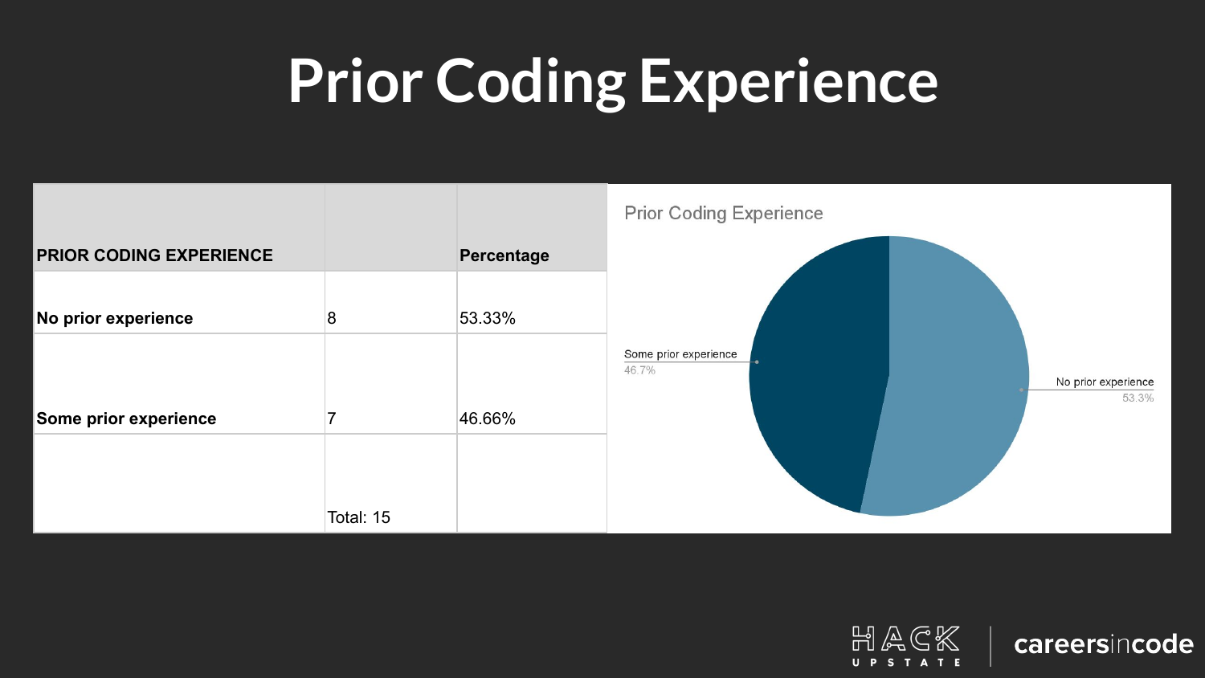# Prior Coding Experience

| PRIOR CODING EXPERIENCE | | Percentage |
|---|---|---|
| **No prior experience** | 8 | 53.33% |
| **Some prior experience** | 7 | 46.66% |
| | Total: 15 | |

Prior Coding Experience

Some prior experience
46.7%

No prior experience
53.3%

HACK UPSTATE | careersincode